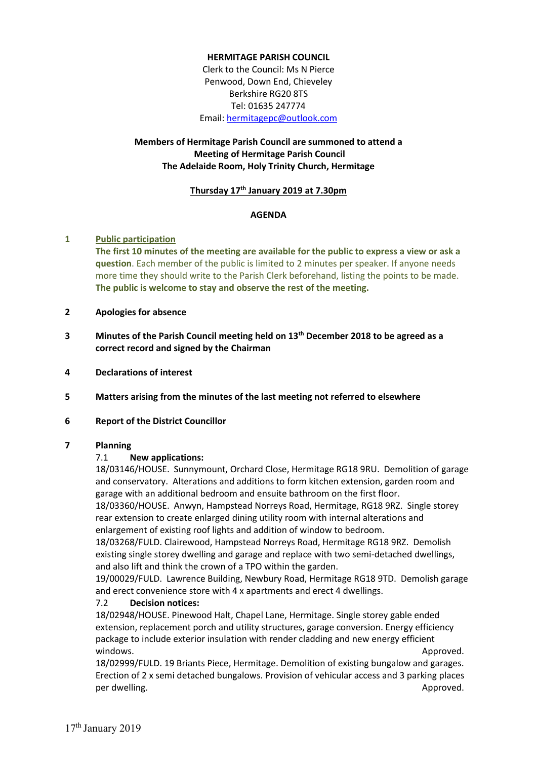**HERMITAGE PARISH COUNCIL**
Clerk to the Council: Ms N Pierce
Penwood, Down End, Chieveley
Berkshire RG20 8TS
Tel: 01635 247774
Email: hermitagepc@outlook.com

**Members of Hermitage Parish Council are summoned to attend a Meeting of Hermitage Parish Council The Adelaide Room, Holy Trinity Church, Hermitage**

**Thursday 17th January 2019 at 7.30pm**

**AGENDA**

**1 Public participation**

**The first 10 minutes of the meeting are available for the public to express a view or ask a question**. Each member of the public is limited to 2 minutes per speaker. If anyone needs more time they should write to the Parish Clerk beforehand, listing the points to be made. **The public is welcome to stay and observe the rest of the meeting.**

**2 Apologies for absence**

**3 Minutes of the Parish Council meeting held on 13th December 2018 to be agreed as a correct record and signed by the Chairman**

**4 Declarations of interest**

**5 Matters arising from the minutes of the last meeting not referred to elsewhere**

**6 Report of the District Councillor**

**7 Planning**

7.1 **New applications:**

18/03146/HOUSE. Sunnymount, Orchard Close, Hermitage RG18 9RU. Demolition of garage and conservatory. Alterations and additions to form kitchen extension, garden room and garage with an additional bedroom and ensuite bathroom on the first floor.

18/03360/HOUSE. Anwyn, Hampstead Norreys Road, Hermitage, RG18 9RZ. Single storey rear extension to create enlarged dining utility room with internal alterations and enlargement of existing roof lights and addition of window to bedroom.

18/03268/FULD. Clairewood, Hampstead Norreys Road, Hermitage RG18 9RZ. Demolish existing single storey dwelling and garage and replace with two semi-detached dwellings, and also lift and think the crown of a TPO within the garden.

19/00029/FULD. Lawrence Building, Newbury Road, Hermitage RG18 9TD. Demolish garage and erect convenience store with 4 x apartments and erect 4 dwellings.

7.2 **Decision notices:**

18/02948/HOUSE. Pinewood Halt, Chapel Lane, Hermitage. Single storey gable ended extension, replacement porch and utility structures, garage conversion. Energy efficiency package to include exterior insulation with render cladding and new energy efficient windows. Approved.

18/02999/FULD. 19 Briants Piece, Hermitage. Demolition of existing bungalow and garages. Erection of 2 x semi detached bungalows. Provision of vehicular access and 3 parking places per dwelling. Approved.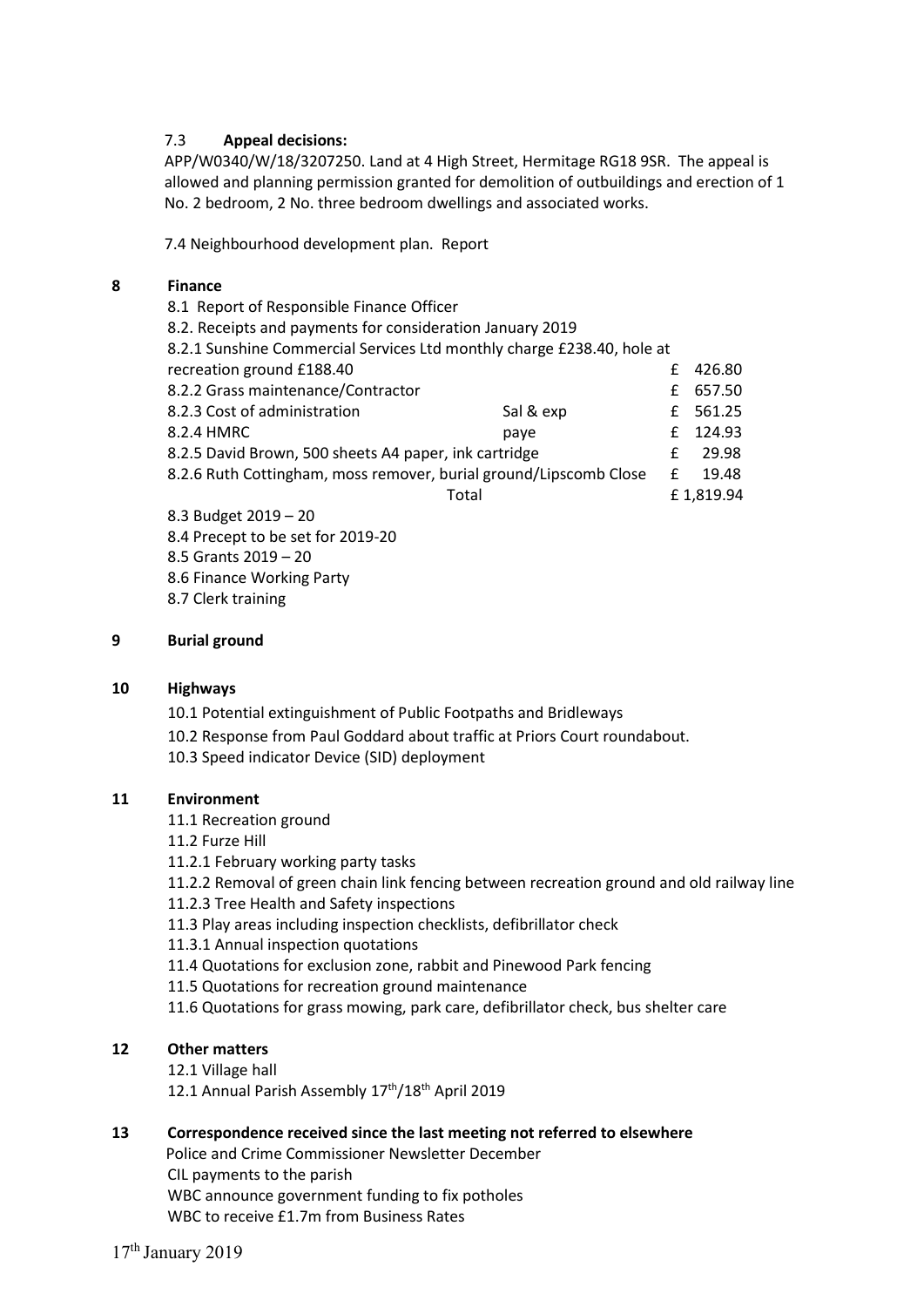7.3 **Appeal decisions:**

APP/W0340/W/18/3207250. Land at 4 High Street, Hermitage RG18 9SR. The appeal is allowed and planning permission granted for demolition of outbuildings and erection of 1 No. 2 bedroom, 2 No. three bedroom dwellings and associated works.

7.4 Neighbourhood development plan. Report

## 8 Finance

8.1 Report of Responsible Finance Officer

8.2. Receipts and payments for consideration January 2019

| | | |
|---|---|---|
| 8.2.1 Sunshine Commercial Services Ltd monthly charge £238.40, hole at recreation ground £188.40 | | £ 426.80 |
| 8.2.2 Grass maintenance/Contractor | | £ 657.50 |
| 8.2.3 Cost of administration | Sal & exp | £ 561.25 |
| 8.2.4 HMRC | paye | £ 124.93 |
| 8.2.5 David Brown, 500 sheets A4 paper, ink cartridge | | £ 29.98 |
| 8.2.6 Ruth Cottingham, moss remover, burial ground/Lipscomb Close | | £ 19.48 |
| | Total | £ 1,819.94 |

8.3 Budget 2019 – 20

8.4 Precept to be set for 2019-20

8.5 Grants 2019 – 20

8.6 Finance Working Party

8.7 Clerk training

## 9 Burial ground

## 10 Highways

10.1 Potential extinguishment of Public Footpaths and Bridleways

10.2 Response from Paul Goddard about traffic at Priors Court roundabout.

10.3 Speed indicator Device (SID) deployment

## 11 Environment

11.1 Recreation ground

11.2 Furze Hill

11.2.1 February working party tasks

11.2.2 Removal of green chain link fencing between recreation ground and old railway line

11.2.3 Tree Health and Safety inspections

11.3 Play areas including inspection checklists, defibrillator check

11.3.1 Annual inspection quotations

11.4 Quotations for exclusion zone, rabbit and Pinewood Park fencing

11.5 Quotations for recreation ground maintenance

11.6 Quotations for grass mowing, park care, defibrillator check, bus shelter care

## 12 Other matters

12.1 Village hall

12.1 Annual Parish Assembly 17th/18th April 2019

## 13 Correspondence received since the last meeting not referred to elsewhere

Police and Crime Commissioner Newsletter December

CIL payments to the parish

WBC announce government funding to fix potholes

WBC to receive £1.7m from Business Rates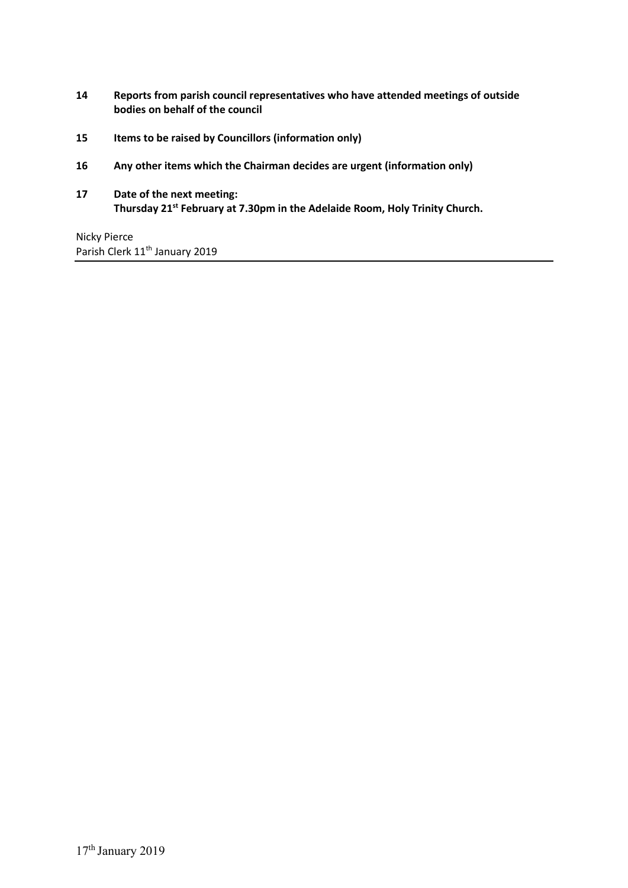**14 Reports from parish council representatives who have attended meetings of outside bodies on behalf of the council**

**15 Items to be raised by Councillors (information only)**

**16 Any other items which the Chairman decides are urgent (information only)**

**17 Date of the next meeting:**
**Thursday 21st February at 7.30pm in the Adelaide Room, Holy Trinity Church.**

Nicky Pierce
Parish Clerk 11th January 2019

17th January 2019